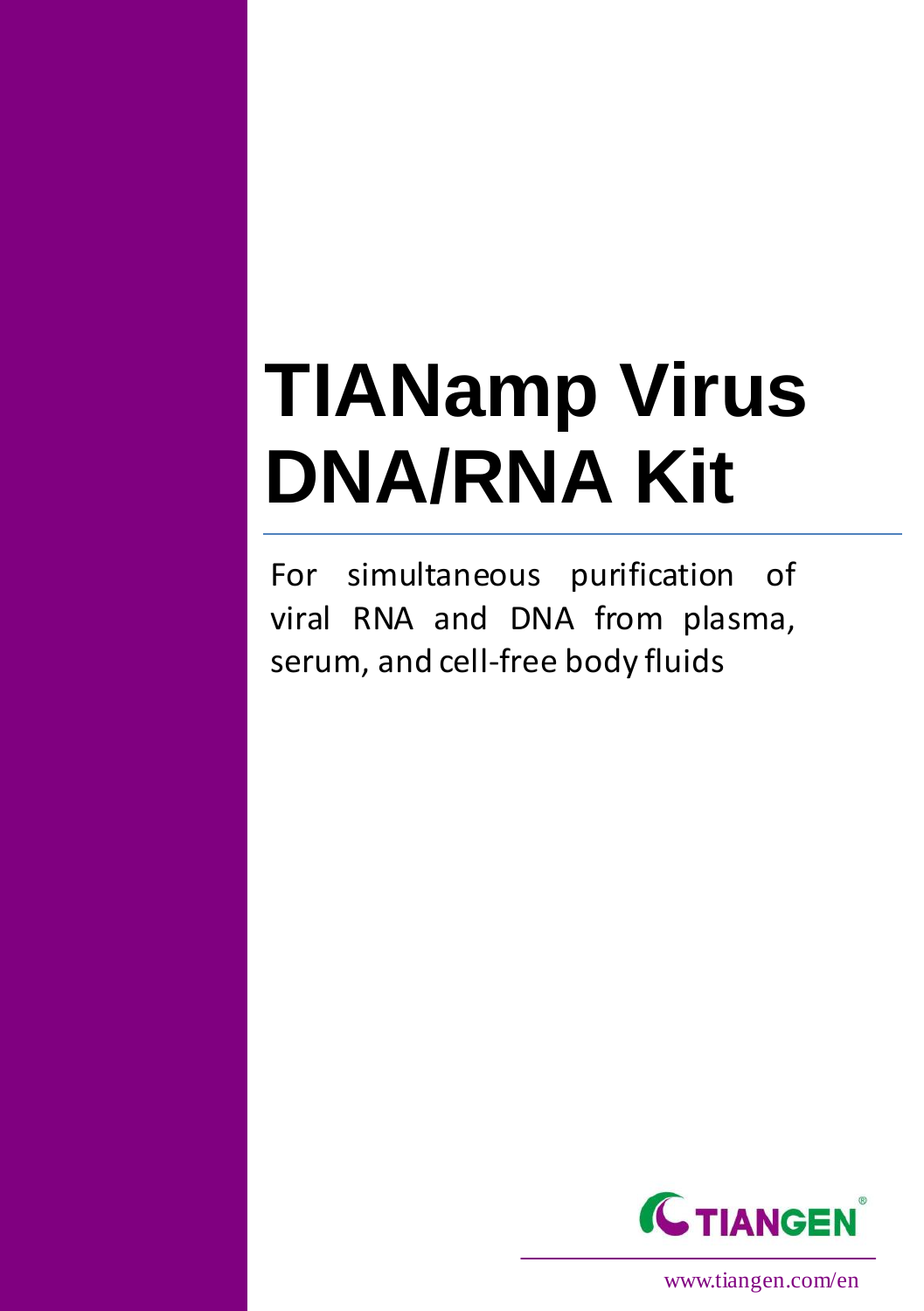# TIANamp Virus DNA/RNA Kit

For simultaneous purification of viral RNA and DNA from plasma, serum, and cell-free body fluids

TIANGEN®

www.tiangen.com/en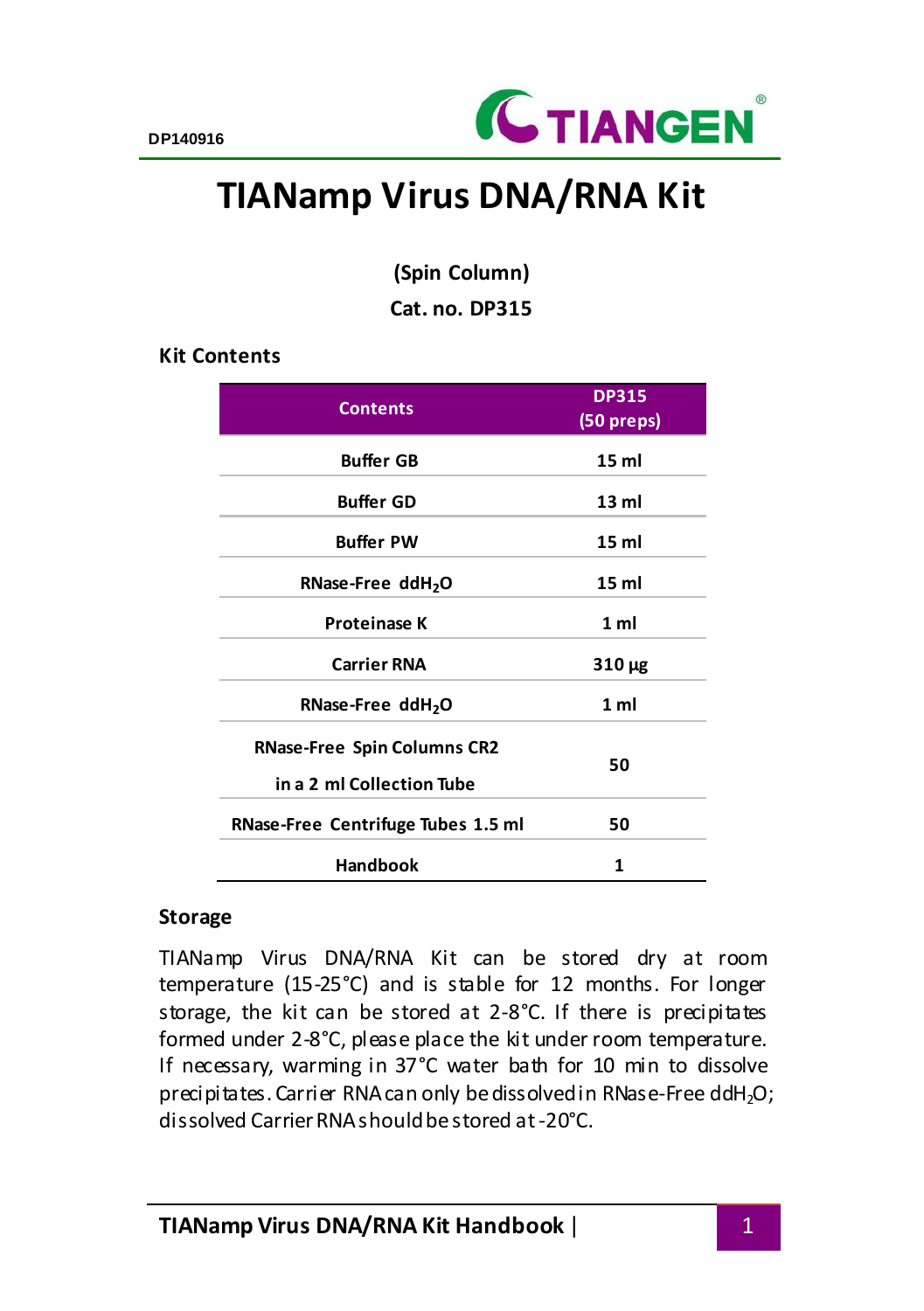DP140916

# TIANamp Virus DNA/RNA Kit

**(Spin Column)**

**Cat. no. DP315**

## Kit Contents

| Contents | DP315 (50 preps) |
|---|---|
| Buffer GB | 15 ml |
| Buffer GD | 13 ml |
| Buffer PW | 15 ml |
| RNase-Free $ddH_2O$ | 15 ml |
| Proteinase K | 1 ml |
| Carrier RNA | 310 μg |
| RNase-Free $ddH_2O$ | 1 ml |
| RNase-Free Spin Columns CR2 in a 2 ml Collection Tube | 50 |
| RNase-Free Centrifuge Tubes 1.5 ml | 50 |
| Handbook | 1 |

## Storage

TIANamp Virus DNA/RNA Kit can be stored dry at room temperature (15-25°C) and is stable for 12 months. For longer storage, the kit can be stored at 2-8°C. If there is precipitates formed under 2-8°C, please place the kit under room temperature. If necessary, warming in 37°C water bath for 10 min to dissolve precipitates. Carrier RNA can only be dissolved in RNase-Free $ddH_2O$; dissolved Carrier RNA should be stored at -20°C.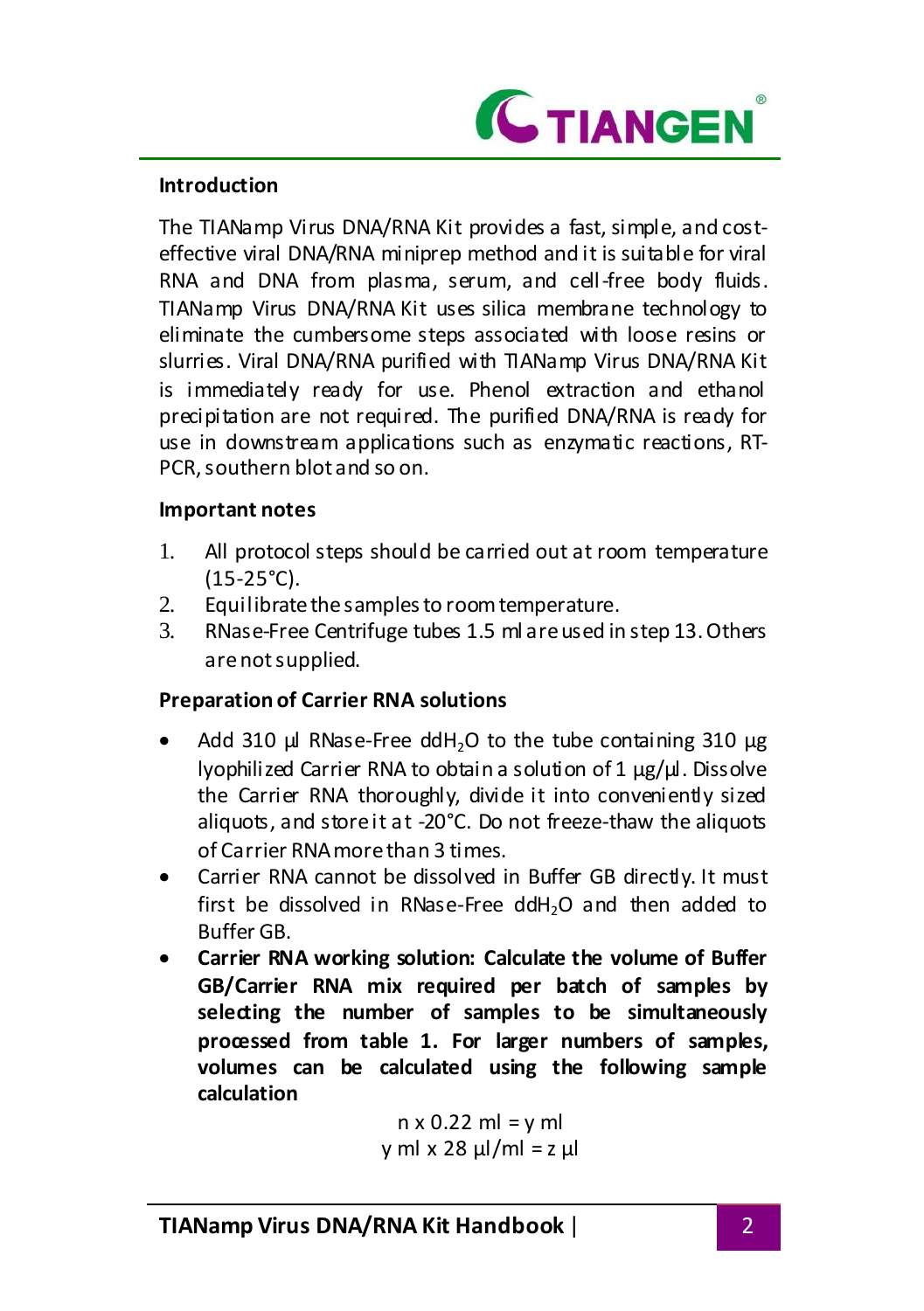## Introduction

The TIANamp Virus DNA/RNA Kit provides a fast, simple, and cost-effective viral DNA/RNA miniprep method and it is suitable for viral RNA and DNA from plasma, serum, and cell-free body fluids. TIANamp Virus DNA/RNA Kit uses silica membrane technology to eliminate the cumbersome steps associated with loose resins or slurries. Viral DNA/RNA purified with TIANamp Virus DNA/RNA Kit is immediately ready for use. Phenol extraction and ethanol precipitation are not required. The purified DNA/RNA is ready for use in downstream applications such as enzymatic reactions, RT-PCR, southern blot and so on.

## Important notes

1. All protocol steps should be carried out at room temperature (15-25°C).
2. Equilibrate the samples to room temperature.
3. RNase-Free Centrifuge tubes 1.5 ml are used in step 13. Others are not supplied.

## Preparation of Carrier RNA solutions

- Add 310 μl RNase-Free dd$H_2O$ to the tube containing 310 μg lyophilized Carrier RNA to obtain a solution of 1 μg/μl. Dissolve the Carrier RNA thoroughly, divide it into conveniently sized aliquots, and store it at -20°C. Do not freeze-thaw the aliquots of Carrier RNA more than 3 times.
- Carrier RNA cannot be dissolved in Buffer GB directly. It must first be dissolved in RNase-Free dd$H_2O$ and then added to Buffer GB.
- **Carrier RNA working solution: Calculate the volume of Buffer GB/Carrier RNA mix required per batch of samples by selecting the number of samples to be simultaneously processed from table 1. For larger numbers of samples, volumes can be calculated using the following sample calculation**

$$n \times 0.22 \text{ ml} = y \text{ ml}$$
$$y \text{ ml} \times 28 \text{ μl/ml} = z \text{ μl}$$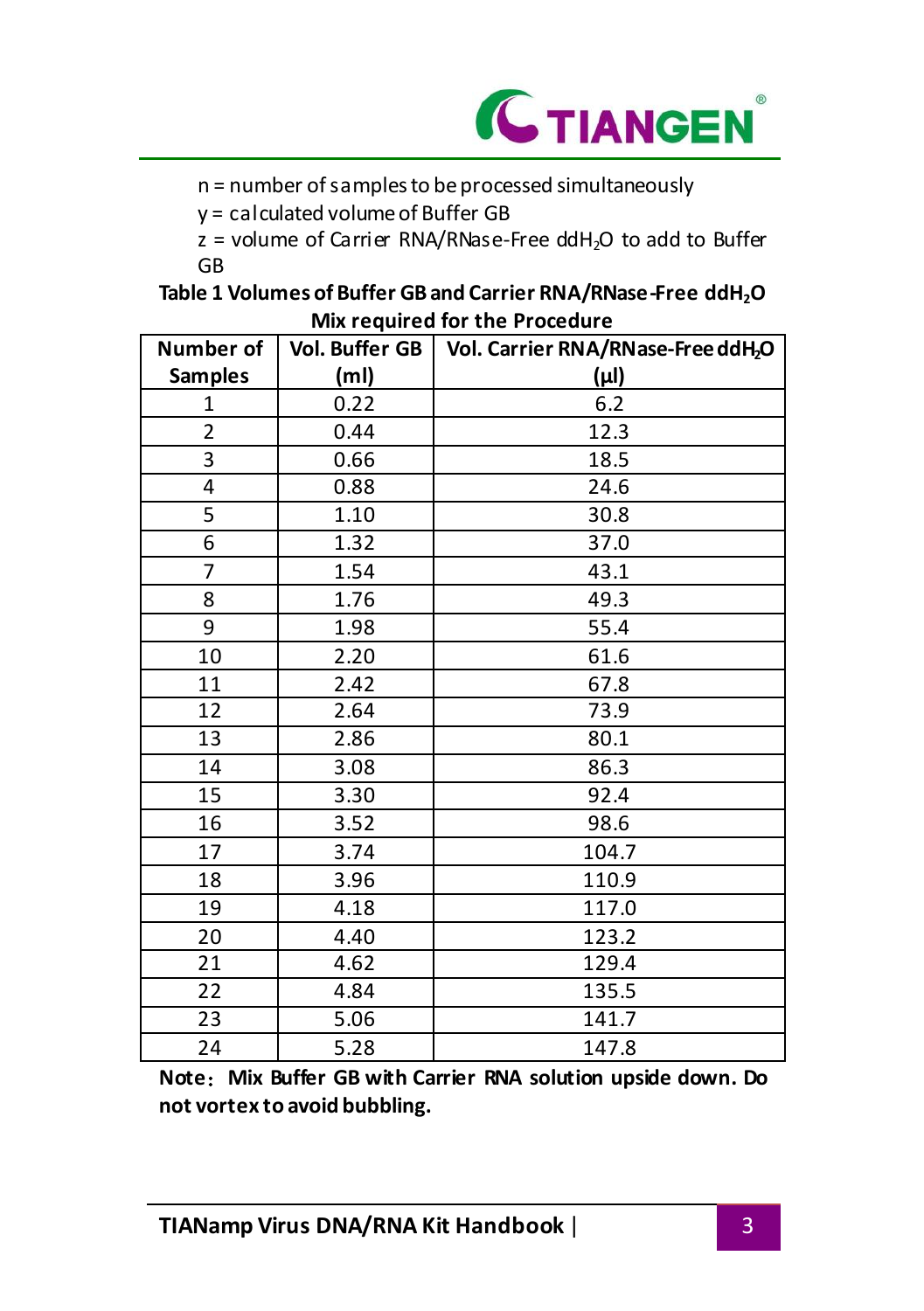n = number of samples to be processed simultaneously

y = calculated volume of Buffer GB

z = volume of Carrier RNA/RNase-Free $ddH_2O$ to add to Buffer GB

**Table 1 Volumes of Buffer GB and Carrier RNA/RNase-Free $ddH_2O$ Mix required for the Procedure**

| Number of Samples | Vol. Buffer GB (ml) | Vol. Carrier RNA/RNase-Free $ddH_2O$ (μl) |
|---|---|---|
| 1 | 0.22 | 6.2 |
| 2 | 0.44 | 12.3 |
| 3 | 0.66 | 18.5 |
| 4 | 0.88 | 24.6 |
| 5 | 1.10 | 30.8 |
| 6 | 1.32 | 37.0 |
| 7 | 1.54 | 43.1 |
| 8 | 1.76 | 49.3 |
| 9 | 1.98 | 55.4 |
| 10 | 2.20 | 61.6 |
| 11 | 2.42 | 67.8 |
| 12 | 2.64 | 73.9 |
| 13 | 2.86 | 80.1 |
| 14 | 3.08 | 86.3 |
| 15 | 3.30 | 92.4 |
| 16 | 3.52 | 98.6 |
| 17 | 3.74 | 104.7 |
| 18 | 3.96 | 110.9 |
| 19 | 4.18 | 117.0 |
| 20 | 4.40 | 123.2 |
| 21 | 4.62 | 129.4 |
| 22 | 4.84 | 135.5 |
| 23 | 5.06 | 141.7 |
| 24 | 5.28 | 147.8 |

**Note：Mix Buffer GB with Carrier RNA solution upside down. Do not vortex to avoid bubbling.**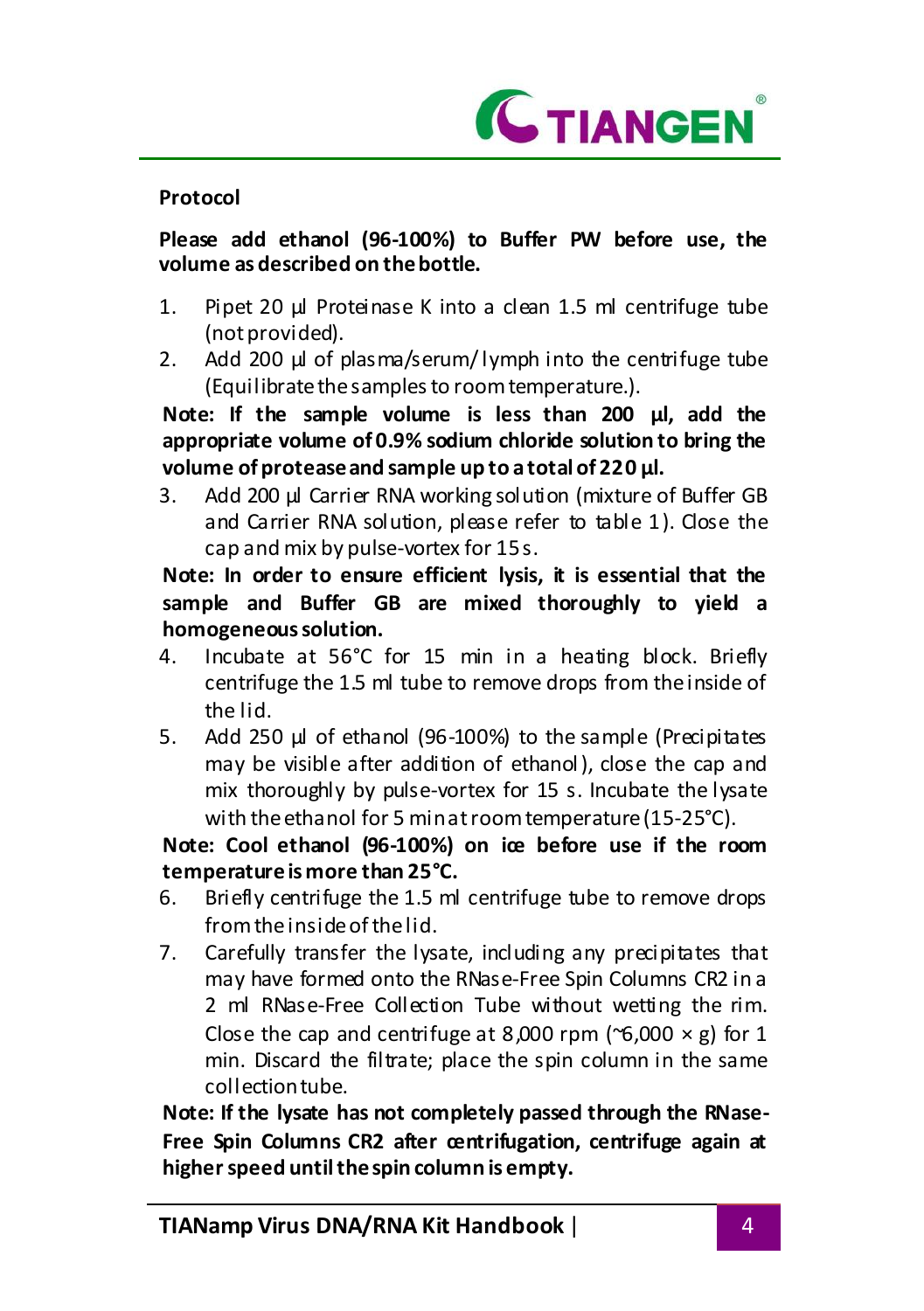**Protocol**

**Please add ethanol (96-100%) to Buffer PW before use, the volume as described on the bottle.**

1. Pipet 20 μl Proteinase K into a clean 1.5 ml centrifuge tube (not provided).
2. Add 200 μl of plasma/serum/lymph into the centrifuge tube (Equilibrate the samples to room temperature.).

**Note: If the sample volume is less than 200 μl, add the appropriate volume of 0.9% sodium chloride solution to bring the volume of protease and sample up to a total of 220 μl.**

3. Add 200 μl Carrier RNA working solution (mixture of Buffer GB and Carrier RNA solution, please refer to table 1). Close the cap and mix by pulse-vortex for 15 s.

**Note: In order to ensure efficient lysis, it is essential that the sample and Buffer GB are mixed thoroughly to yield a homogeneous solution.**

4. Incubate at 56°C for 15 min in a heating block. Briefly centrifuge the 1.5 ml tube to remove drops from the inside of the lid.
5. Add 250 μl of ethanol (96-100%) to the sample (Precipitates may be visible after addition of ethanol), close the cap and mix thoroughly by pulse-vortex for 15 s. Incubate the lysate with the ethanol for 5 min at room temperature (15-25°C).

**Note: Cool ethanol (96-100%) on ice before use if the room temperature is more than 25°C.**

6. Briefly centrifuge the 1.5 ml centrifuge tube to remove drops from the inside of the lid.
7. Carefully transfer the lysate, including any precipitates that may have formed onto the RNase-Free Spin Columns CR2 in a 2 ml RNase-Free Collection Tube without wetting the rim. Close the cap and centrifuge at 8,000 rpm (~6,000 × g) for 1 min. Discard the filtrate; place the spin column in the same collection tube.

**Note: If the lysate has not completely passed through the RNase-Free Spin Columns CR2 after centrifugation, centrifuge again at higher speed until the spin column is empty.**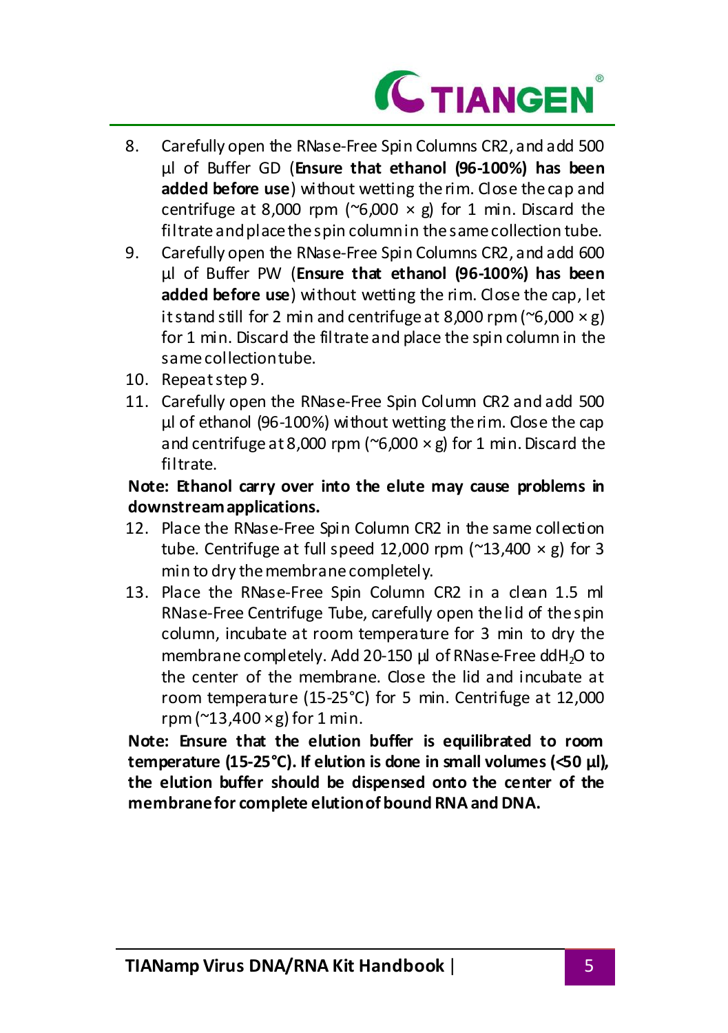8. Carefully open the RNase-Free Spin Columns CR2, and add 500 µl of Buffer GD (**Ensure that ethanol (96-100%) has been added before use**) without wetting the rim. Close the cap and centrifuge at 8,000 rpm (~6,000 × g) for 1 min. Discard the filtrate and place the spin column in the same collection tube.
9. Carefully open the RNase-Free Spin Columns CR2, and add 600 µl of Buffer PW (**Ensure that ethanol (96-100%) has been added before use**) without wetting the rim. Close the cap, let it stand still for 2 min and centrifuge at 8,000 rpm (~6,000 × g) for 1 min. Discard the filtrate and place the spin column in the same collection tube.
10. Repeat step 9.
11. Carefully open the RNase-Free Spin Column CR2 and add 500 µl of ethanol (96-100%) without wetting the rim. Close the cap and centrifuge at 8,000 rpm (~6,000 × g) for 1 min. Discard the filtrate.

**Note: Ethanol carry over into the elute may cause problems in downstream applications.**

12. Place the RNase-Free Spin Column CR2 in the same collection tube. Centrifuge at full speed 12,000 rpm (~13,400 × g) for 3 min to dry the membrane completely.
13. Place the RNase-Free Spin Column CR2 in a clean 1.5 ml RNase-Free Centrifuge Tube, carefully open the lid of the spin column, incubate at room temperature for 3 min to dry the membrane completely. Add 20-150 µl of RNase-Free $ddH_2O$ to the center of the membrane. Close the lid and incubate at room temperature (15-25°C) for 5 min. Centrifuge at 12,000 rpm (~13,400 × g) for 1 min.

**Note: Ensure that the elution buffer is equilibrated to room temperature (15-25°C). If elution is done in small volumes (<50 µl), the elution buffer should be dispensed onto the center of the membrane for complete elution of bound RNA and DNA.**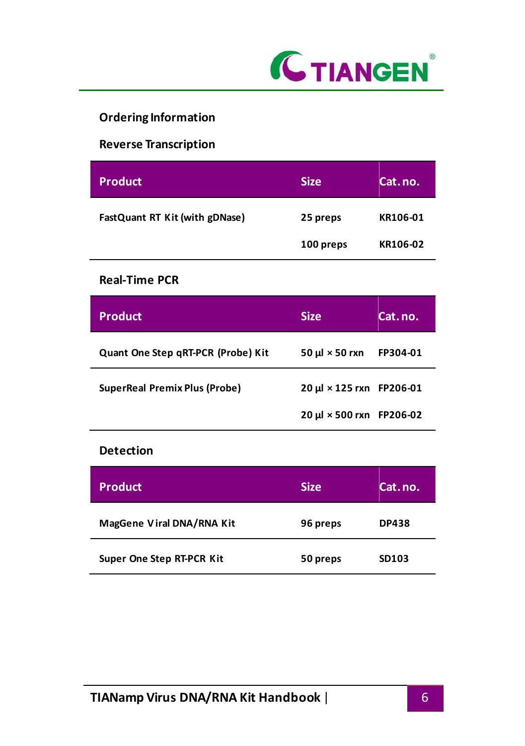## Ordering Information

### Reverse Transcription

| Product | Size | Cat. no. |
|---|---|---|
| FastQuant RT Kit (with gDNase) | 25 preps | KR106-01 |
| | 100 preps | KR106-02 |

### Real-Time PCR

| Product | Size | Cat. no. |
|---|---|---|
| Quant One Step qRT-PCR (Probe) Kit | 50 μl × 50 rxn | FP304-01 |
| SuperReal Premix Plus (Probe) | 20 μl × 125 rxn | FP206-01 |
| | 20 μl × 500 rxn | FP206-02 |

### Detection

| Product | Size | Cat. no. |
|---|---|---|
| MagGene Viral DNA/RNA Kit | 96 preps | DP438 |
| Super One Step RT-PCR Kit | 50 preps | SD103 |